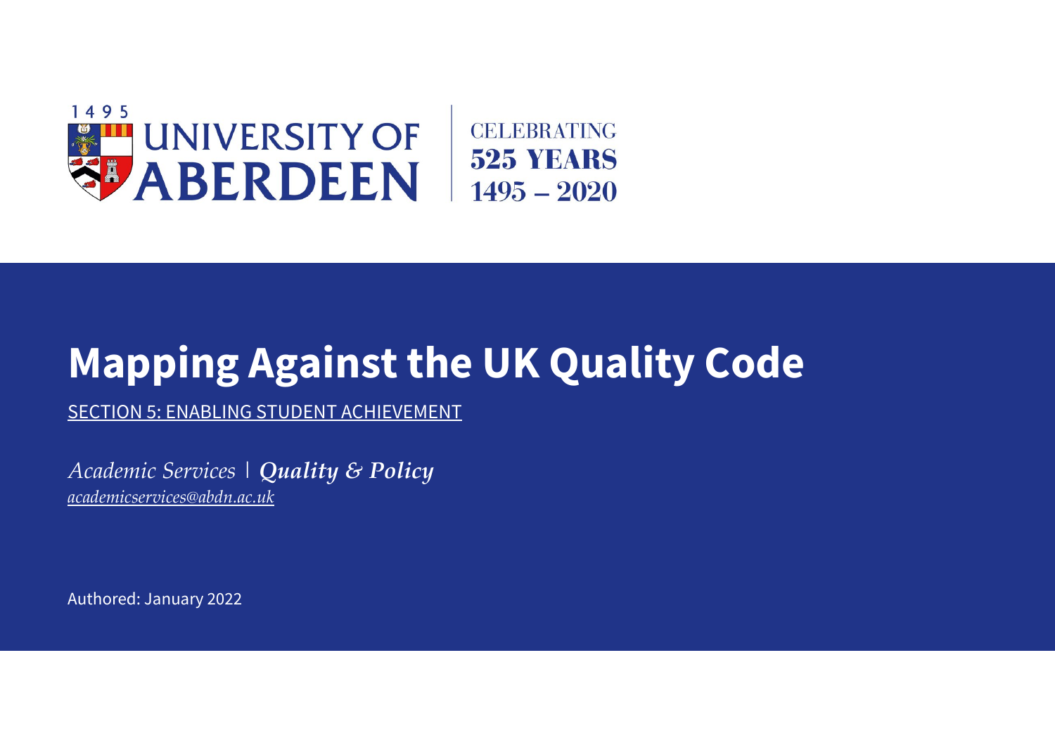1495 UNIVERSITY OF ABERDEEN | CELEBRATING 525 YEARS 1495 – 2020

# Mapping Against the UK Quality Code

SECTION 5: ENABLING STUDENT ACHIEVEMENT

*Academic Services* | ***Quality & Policy***

*academicservices@abdn.ac.uk*

Authored: January 2022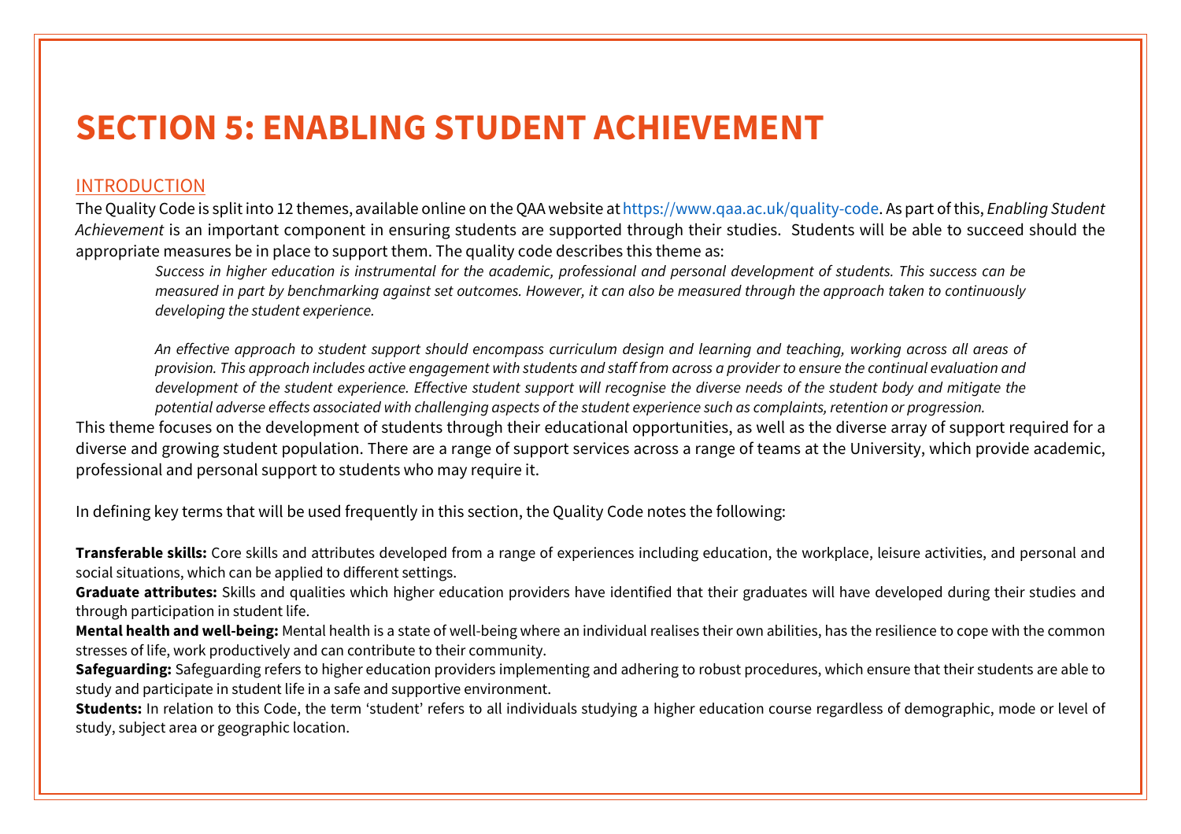# SECTION 5: ENABLING STUDENT ACHIEVEMENT

## INTRODUCTION

The Quality Code is split into 12 themes, available online on the QAA website at https://www.qaa.ac.uk/quality-code. As part of this, *Enabling Student Achievement* is an important component in ensuring students are supported through their studies. Students will be able to succeed should the appropriate measures be in place to support them. The quality code describes this theme as:

> *Success in higher education is instrumental for the academic, professional and personal development of students. This success can be measured in part by benchmarking against set outcomes. However, it can also be measured through the approach taken to continuously developing the student experience.*
>
> *An effective approach to student support should encompass curriculum design and learning and teaching, working across all areas of provision. This approach includes active engagement with students and staff from across a provider to ensure the continual evaluation and development of the student experience. Effective student support will recognise the diverse needs of the student body and mitigate the potential adverse effects associated with challenging aspects of the student experience such as complaints, retention or progression.*

This theme focuses on the development of students through their educational opportunities, as well as the diverse array of support required for a diverse and growing student population. There are a range of support services across a range of teams at the University, which provide academic, professional and personal support to students who may require it.

In defining key terms that will be used frequently in this section, the Quality Code notes the following:

**Transferable skills:** Core skills and attributes developed from a range of experiences including education, the workplace, leisure activities, and personal and social situations, which can be applied to different settings.

**Graduate attributes:** Skills and qualities which higher education providers have identified that their graduates will have developed during their studies and through participation in student life.

**Mental health and well-being:** Mental health is a state of well-being where an individual realises their own abilities, has the resilience to cope with the common stresses of life, work productively and can contribute to their community.

**Safeguarding:** Safeguarding refers to higher education providers implementing and adhering to robust procedures, which ensure that their students are able to study and participate in student life in a safe and supportive environment.

**Students:** In relation to this Code, the term 'student' refers to all individuals studying a higher education course regardless of demographic, mode or level of study, subject area or geographic location.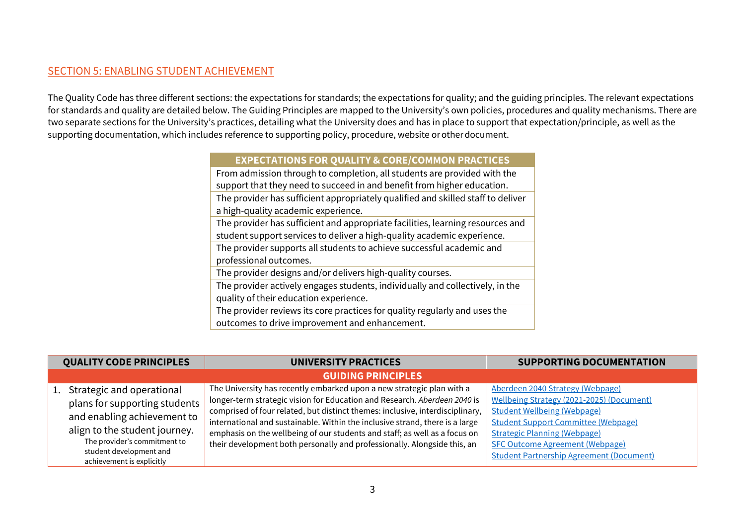## SECTION 5: ENABLING STUDENT ACHIEVEMENT

The Quality Code has three different sections: the expectations for standards; the expectations for quality; and the guiding principles. The relevant expectations for standards and quality are detailed below. The Guiding Principles are mapped to the University's own policies, procedures and quality mechanisms. There are two separate sections for the University's practices, detailing what the University does and has in place to support that expectation/principle, as well as the supporting documentation, which includes reference to supporting policy, procedure, website or other document.

| EXPECTATIONS FOR QUALITY & CORE/COMMON PRACTICES |
|---|
| From admission through to completion, all students are provided with the support that they need to succeed in and benefit from higher education. |
| The provider has sufficient appropriately qualified and skilled staff to deliver a high-quality academic experience. |
| The provider has sufficient and appropriate facilities, learning resources and student support services to deliver a high-quality academic experience. |
| The provider supports all students to achieve successful academic and professional outcomes. |
| The provider designs and/or delivers high-quality courses. |
| The provider actively engages students, individually and collectively, in the quality of their education experience. |
| The provider reviews its core practices for quality regularly and uses the outcomes to drive improvement and enhancement. |

| QUALITY CODE PRINCIPLES | UNIVERSITY PRACTICES | SUPPORTING DOCUMENTATION |
|---|---|---|
| **GUIDING PRINCIPLES** | | |
| 1. Strategic and operational plans for supporting students and enabling achievement to align to the student journey. The provider's commitment to student development and achievement is explicitly | The University has recently embarked upon a new strategic plan with a longer-term strategic vision for Education and Research. *Aberdeen 2040* is comprised of four related, but distinct themes: inclusive, interdisciplinary, international and sustainable. Within the inclusive strand, there is a large emphasis on the wellbeing of our students and staff; as well as a focus on their development both personally and professionally. Alongside this, an | Aberdeen 2040 Strategy (Webpage)<br>Wellbeing Strategy (2021-2025) (Document)<br>Student Wellbeing (Webpage)<br>Student Support Committee (Webpage)<br>Strategic Planning (Webpage)<br>SFC Outcome Agreement (Webpage)<br>Student Partnership Agreement (Document) |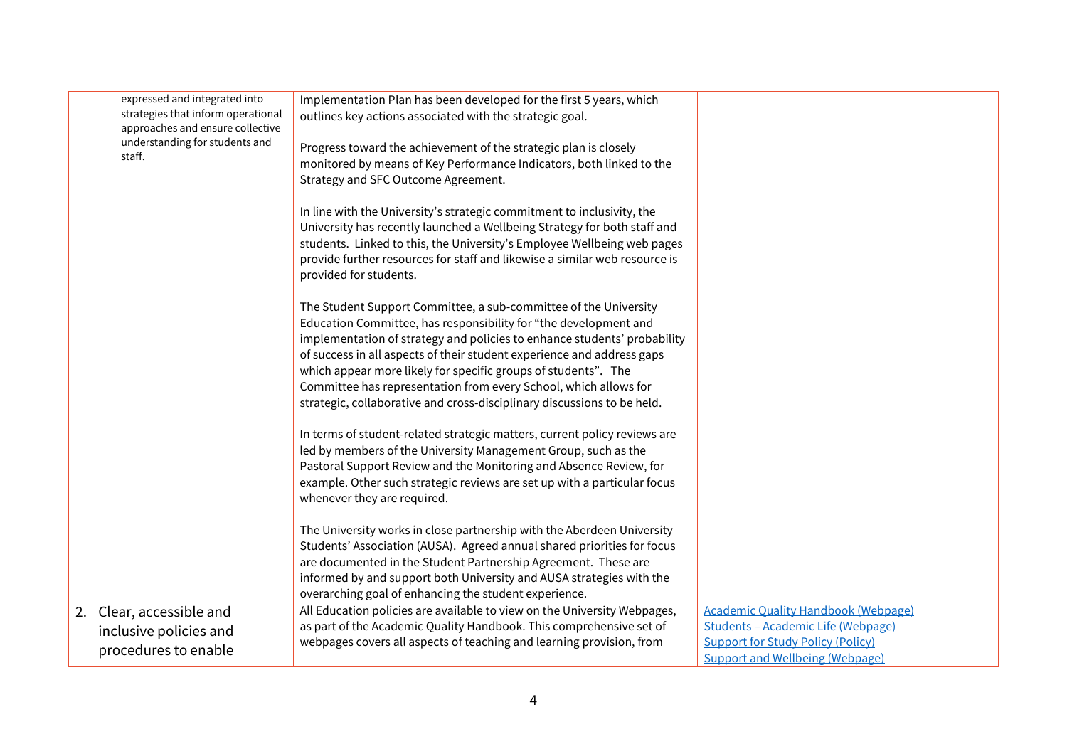| | | |
|---|---|---|
| expressed and integrated into strategies that inform operational approaches and ensure collective understanding for students and staff. | Implementation Plan has been developed for the first 5 years, which outlines key actions associated with the strategic goal.<br><br>Progress toward the achievement of the strategic plan is closely monitored by means of Key Performance Indicators, both linked to the Strategy and SFC Outcome Agreement.<br><br>In line with the University's strategic commitment to inclusivity, the University has recently launched a Wellbeing Strategy for both staff and students. Linked to this, the University's Employee Wellbeing web pages provide further resources for staff and likewise a similar web resource is provided for students.<br><br>The Student Support Committee, a sub-committee of the University Education Committee, has responsibility for "the development and implementation of strategy and policies to enhance students' probability of success in all aspects of their student experience and address gaps which appear more likely for specific groups of students". The Committee has representation from every School, which allows for strategic, collaborative and cross-disciplinary discussions to be held.<br><br>In terms of student-related strategic matters, current policy reviews are led by members of the University Management Group, such as the Pastoral Support Review and the Monitoring and Absence Review, for example. Other such strategic reviews are set up with a particular focus whenever they are required.<br><br>The University works in close partnership with the Aberdeen University Students' Association (AUSA). Agreed annual shared priorities for focus are documented in the Student Partnership Agreement. These are informed by and support both University and AUSA strategies with the overarching goal of enhancing the student experience. | |
| 2. Clear, accessible and inclusive policies and procedures to enable | All Education policies are available to view on the University Webpages, as part of the Academic Quality Handbook. This comprehensive set of webpages covers all aspects of teaching and learning provision, from | Academic Quality Handbook (Webpage)<br>Students – Academic Life (Webpage)<br>Support for Study Policy (Policy)<br>Support and Wellbeing (Webpage) |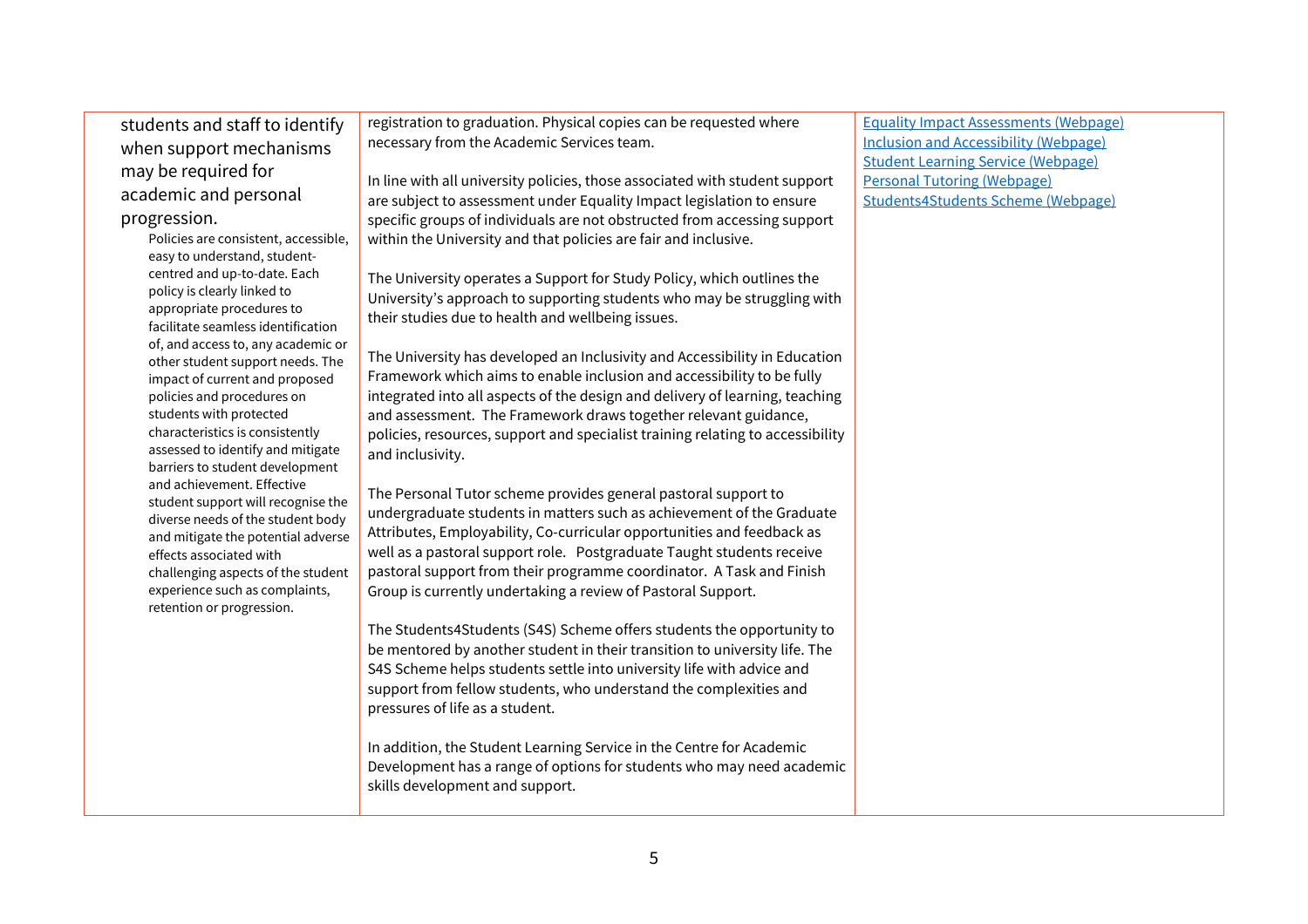| | | |
|---|---|---|
| students and staff to identify when support mechanisms may be required for academic and personal progression.<br><br>Policies are consistent, accessible, easy to understand, student-centred and up-to-date. Each policy is clearly linked to appropriate procedures to facilitate seamless identification of, and access to, any academic or other student support needs. The impact of current and proposed policies and procedures on students with protected characteristics is consistently assessed to identify and mitigate barriers to student development and achievement. Effective student support will recognise the diverse needs of the student body and mitigate the potential adverse effects associated with challenging aspects of the student experience such as complaints, retention or progression. | registration to graduation. Physical copies can be requested where necessary from the Academic Services team.<br><br>In line with all university policies, those associated with student support are subject to assessment under Equality Impact legislation to ensure specific groups of individuals are not obstructed from accessing support within the University and that policies are fair and inclusive.<br><br>The University operates a Support for Study Policy, which outlines the University's approach to supporting students who may be struggling with their studies due to health and wellbeing issues.<br><br>The University has developed an Inclusivity and Accessibility in Education Framework which aims to enable inclusion and accessibility to be fully integrated into all aspects of the design and delivery of learning, teaching and assessment. The Framework draws together relevant guidance, policies, resources, support and specialist training relating to accessibility and inclusivity.<br><br>The Personal Tutor scheme provides general pastoral support to undergraduate students in matters such as achievement of the Graduate Attributes, Employability, Co-curricular opportunities and feedback as well as a pastoral support role. Postgraduate Taught students receive pastoral support from their programme coordinator. A Task and Finish Group is currently undertaking a review of Pastoral Support.<br><br>The Students4Students (S4S) Scheme offers students the opportunity to be mentored by another student in their transition to university life. The S4S Scheme helps students settle into university life with advice and support from fellow students, who understand the complexities and pressures of life as a student.<br><br>In addition, the Student Learning Service in the Centre for Academic Development has a range of options for students who may need academic skills development and support. | Equality Impact Assessments (Webpage)<br>Inclusion and Accessibility (Webpage)<br>Student Learning Service (Webpage)<br>Personal Tutoring (Webpage)<br>Students4Students Scheme (Webpage) |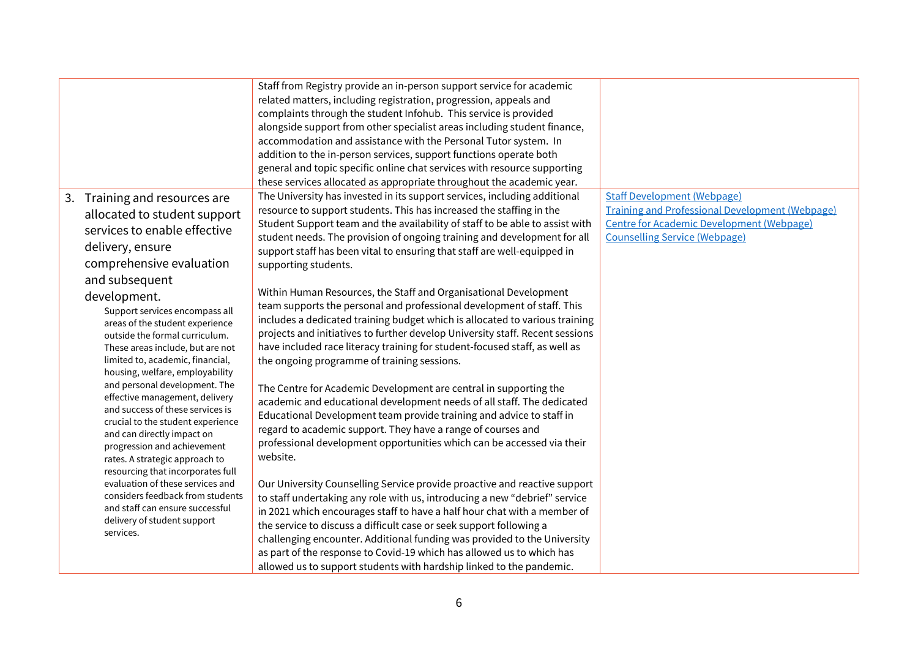| | | |
|---|---|---|
| | Staff from Registry provide an in-person support service for academic related matters, including registration, progression, appeals and complaints through the student Infohub. This service is provided alongside support from other specialist areas including student finance, accommodation and assistance with the Personal Tutor system. In addition to the in-person services, support functions operate both general and topic specific online chat services with resource supporting these services allocated as appropriate throughout the academic year. | |
| 3. Training and resources are allocated to student support services to enable effective delivery, ensure comprehensive evaluation and subsequent development.<br><br>Support services encompass all areas of the student experience outside the formal curriculum. These areas include, but are not limited to, academic, financial, housing, welfare, employability and personal development. The effective management, delivery and success of these services is crucial to the student experience and can directly impact on progression and achievement rates. A strategic approach to resourcing that incorporates full evaluation of these services and considers feedback from students and staff can ensure successful delivery of student support services. | The University has invested in its support services, including additional resource to support students. This has increased the staffing in the Student Support team and the availability of staff to be able to assist with student needs. The provision of ongoing training and development for all support staff has been vital to ensuring that staff are well-equipped in supporting students.<br><br>Within Human Resources, the Staff and Organisational Development team supports the personal and professional development of staff. This includes a dedicated training budget which is allocated to various training projects and initiatives to further develop University staff. Recent sessions have included race literacy training for student-focused staff, as well as the ongoing programme of training sessions.<br><br>The Centre for Academic Development are central in supporting the academic and educational development needs of all staff. The dedicated Educational Development team provide training and advice to staff in regard to academic support. They have a range of courses and professional development opportunities which can be accessed via their website.<br><br>Our University Counselling Service provide proactive and reactive support to staff undertaking any role with us, introducing a new "debrief" service in 2021 which encourages staff to have a half hour chat with a member of the service to discuss a difficult case or seek support following a challenging encounter. Additional funding was provided to the University as part of the response to Covid-19 which has allowed us to which has allowed us to support students with hardship linked to the pandemic. | Staff Development (Webpage)<br>Training and Professional Development (Webpage)<br>Centre for Academic Development (Webpage)<br>Counselling Service (Webpage) |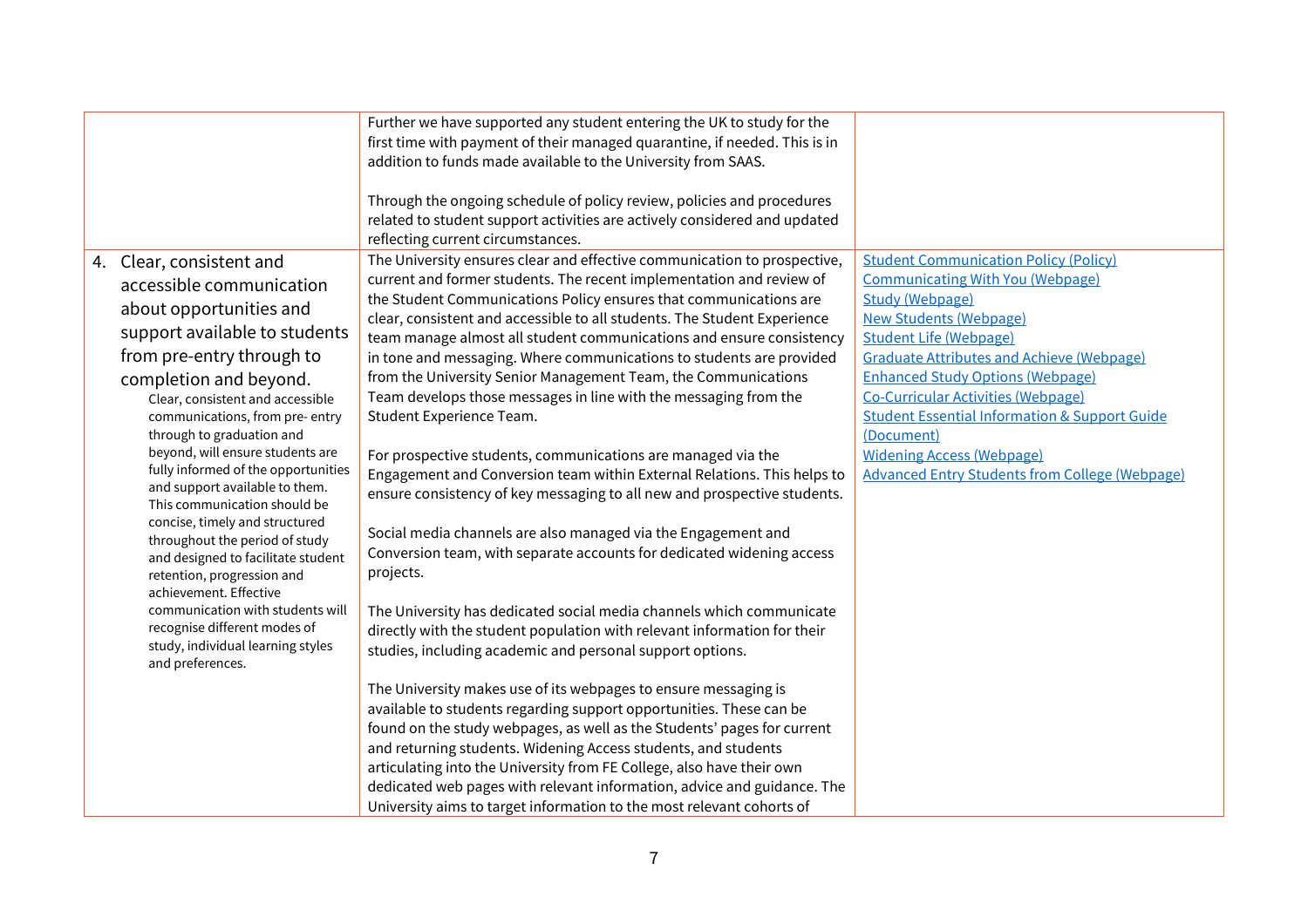| | | |
|---|---|---|
| | Further we have supported any student entering the UK to study for the first time with payment of their managed quarantine, if needed. This is in addition to funds made available to the University from SAAS.<br><br>Through the ongoing schedule of policy review, policies and procedures related to student support activities are actively considered and updated reflecting current circumstances. | |
| 4. Clear, consistent and accessible communication about opportunities and support available to students from pre-entry through to completion and beyond.<br>Clear, consistent and accessible communications, from pre- entry through to graduation and beyond, will ensure students are fully informed of the opportunities and support available to them. This communication should be concise, timely and structured throughout the period of study and designed to facilitate student retention, progression and achievement. Effective communication with students will recognise different modes of study, individual learning styles and preferences. | The University ensures clear and effective communication to prospective, current and former students. The recent implementation and review of the Student Communications Policy ensures that communications are clear, consistent and accessible to all students. The Student Experience team manage almost all student communications and ensure consistency in tone and messaging. Where communications to students are provided from the University Senior Management Team, the Communications Team develops those messages in line with the messaging from the Student Experience Team.<br><br>For prospective students, communications are managed via the Engagement and Conversion team within External Relations. This helps to ensure consistency of key messaging to all new and prospective students.<br><br>Social media channels are also managed via the Engagement and Conversion team, with separate accounts for dedicated widening access projects.<br><br>The University has dedicated social media channels which communicate directly with the student population with relevant information for their studies, including academic and personal support options.<br><br>The University makes use of its webpages to ensure messaging is available to students regarding support opportunities. These can be found on the study webpages, as well as the Students' pages for current and returning students. Widening Access students, and students articulating into the University from FE College, also have their own dedicated web pages with relevant information, advice and guidance. The University aims to target information to the most relevant cohorts of | Student Communication Policy (Policy)<br>Communicating With You (Webpage)<br>Study (Webpage)<br>New Students (Webpage)<br>Student Life (Webpage)<br>Graduate Attributes and Achieve (Webpage)<br>Enhanced Study Options (Webpage)<br>Co-Curricular Activities (Webpage)<br>Student Essential Information & Support Guide (Document)<br>Widening Access (Webpage)<br>Advanced Entry Students from College (Webpage) |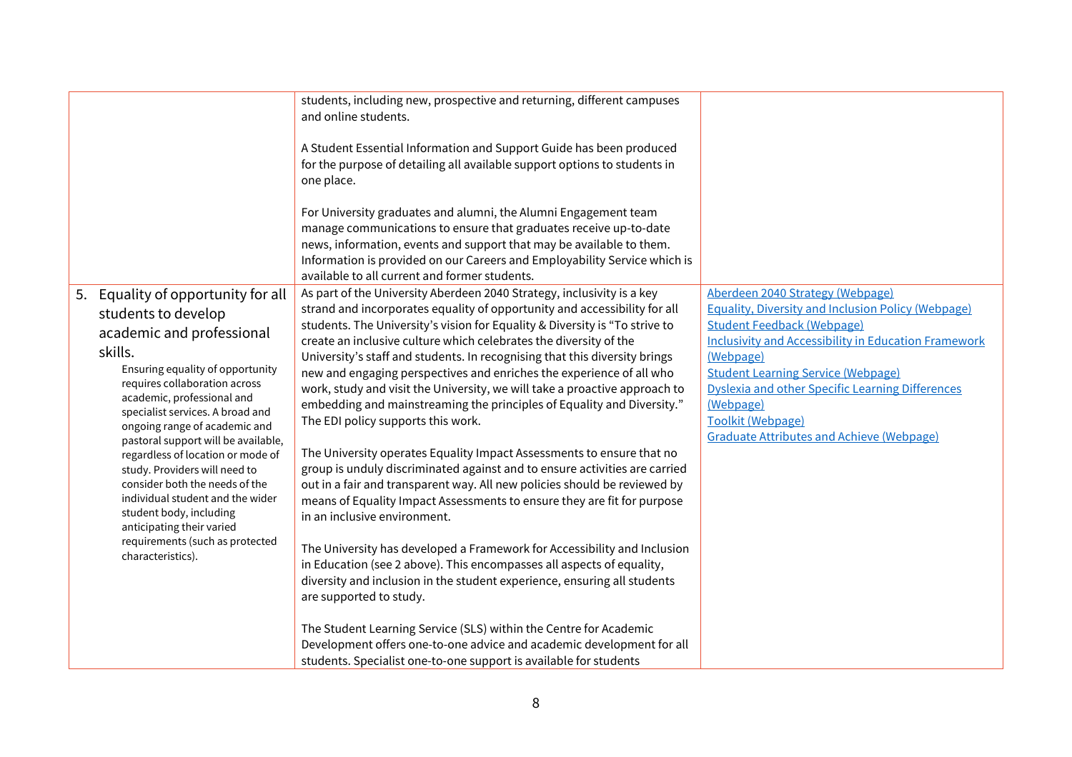| | | |
|---|---|---|
| | students, including new, prospective and returning, different campuses and online students.<br><br>A Student Essential Information and Support Guide has been produced for the purpose of detailing all available support options to students in one place.<br><br>For University graduates and alumni, the Alumni Engagement team manage communications to ensure that graduates receive up-to-date news, information, events and support that may be available to them. Information is provided on our Careers and Employability Service which is available to all current and former students. | |
| 5. Equality of opportunity for all students to develop academic and professional skills.<br>Ensuring equality of opportunity requires collaboration across academic, professional and specialist services. A broad and ongoing range of academic and pastoral support will be available, regardless of location or mode of study. Providers will need to consider both the needs of the individual student and the wider student body, including anticipating their varied requirements (such as protected characteristics). | As part of the University Aberdeen 2040 Strategy, inclusivity is a key strand and incorporates equality of opportunity and accessibility for all students. The University's vision for Equality & Diversity is "To strive to create an inclusive culture which celebrates the diversity of the University's staff and students. In recognising that this diversity brings new and engaging perspectives and enriches the experience of all who work, study and visit the University, we will take a proactive approach to embedding and mainstreaming the principles of Equality and Diversity." The EDI policy supports this work.<br><br>The University operates Equality Impact Assessments to ensure that no group is unduly discriminated against and to ensure activities are carried out in a fair and transparent way. All new policies should be reviewed by means of Equality Impact Assessments to ensure they are fit for purpose in an inclusive environment.<br><br>The University has developed a Framework for Accessibility and Inclusion in Education (see 2 above). This encompasses all aspects of equality, diversity and inclusion in the student experience, ensuring all students are supported to study.<br><br>The Student Learning Service (SLS) within the Centre for Academic Development offers one-to-one advice and academic development for all students. Specialist one-to-one support is available for students | Aberdeen 2040 Strategy (Webpage)<br>Equality, Diversity and Inclusion Policy (Webpage)<br>Student Feedback (Webpage)<br>Inclusivity and Accessibility in Education Framework (Webpage)<br>Student Learning Service (Webpage)<br>Dyslexia and other Specific Learning Differences (Webpage)<br>Toolkit (Webpage)<br>Graduate Attributes and Achieve (Webpage) |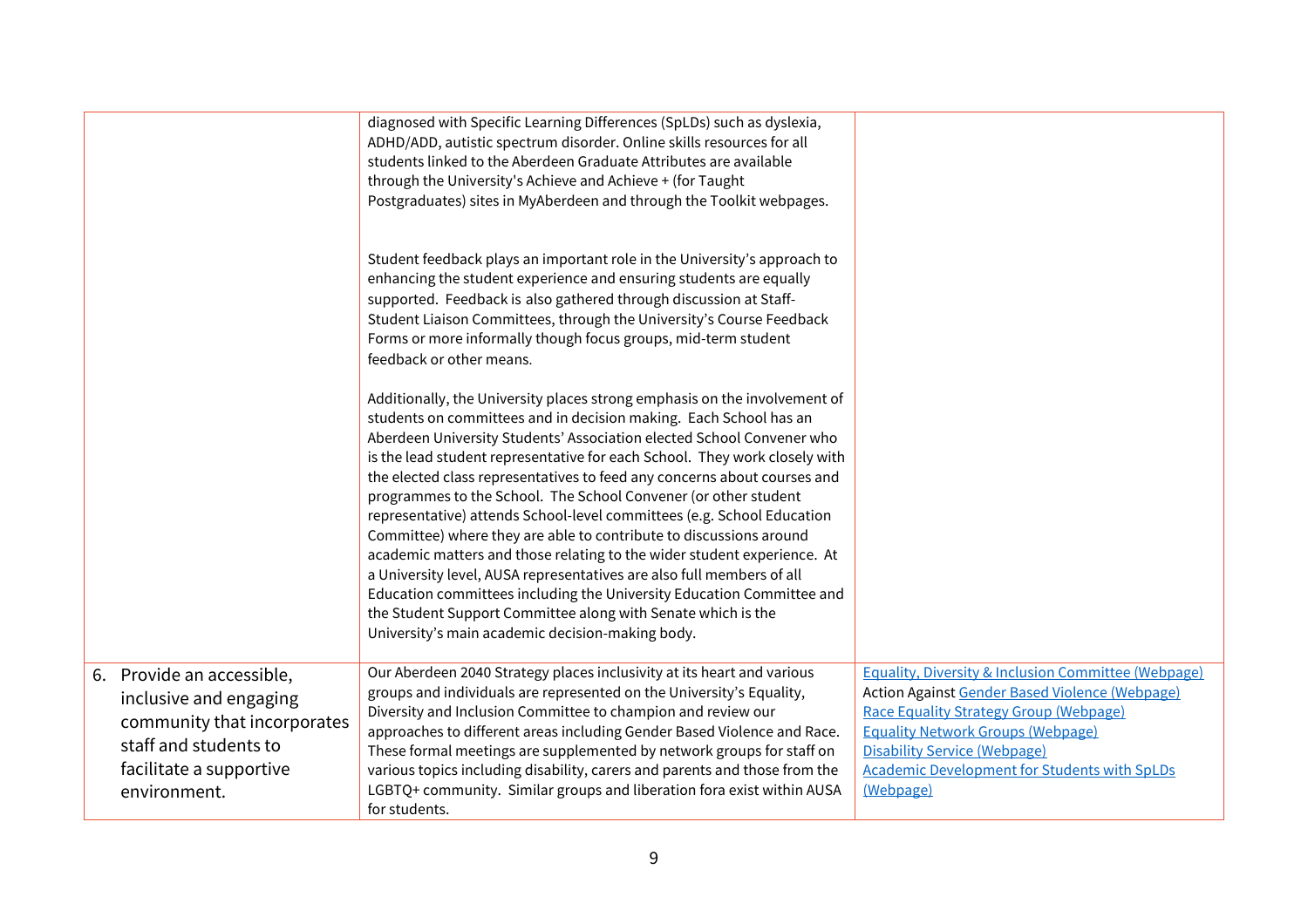| | | |
|---|---|---|
| | diagnosed with Specific Learning Differences (SpLDs) such as dyslexia, ADHD/ADD, autistic spectrum disorder. Online skills resources for all students linked to the Aberdeen Graduate Attributes are available through the University's Achieve and Achieve + (for Taught Postgraduates) sites in MyAberdeen and through the Toolkit webpages.<br><br>Student feedback plays an important role in the University's approach to enhancing the student experience and ensuring students are equally supported. Feedback is also gathered through discussion at Staff-Student Liaison Committees, through the University's Course Feedback Forms or more informally though focus groups, mid-term student feedback or other means.<br><br>Additionally, the University places strong emphasis on the involvement of students on committees and in decision making. Each School has an Aberdeen University Students' Association elected School Convener who is the lead student representative for each School. They work closely with the elected class representatives to feed any concerns about courses and programmes to the School. The School Convener (or other student representative) attends School-level committees (e.g. School Education Committee) where they are able to contribute to discussions around academic matters and those relating to the wider student experience. At a University level, AUSA representatives are also full members of all Education committees including the University Education Committee and the Student Support Committee along with Senate which is the University's main academic decision-making body. | |
| 6. Provide an accessible, inclusive and engaging community that incorporates staff and students to facilitate a supportive environment. | Our Aberdeen 2040 Strategy places inclusivity at its heart and various groups and individuals are represented on the University's Equality, Diversity and Inclusion Committee to champion and review our approaches to different areas including Gender Based Violence and Race. These formal meetings are supplemented by network groups for staff on various topics including disability, carers and parents and those from the LGBTQ+ community. Similar groups and liberation fora exist within AUSA for students. | Equality, Diversity & Inclusion Committee (Webpage)<br>Action Against Gender Based Violence (Webpage)<br>Race Equality Strategy Group (Webpage)<br>Equality Network Groups (Webpage)<br>Disability Service (Webpage)<br>Academic Development for Students with SpLDs (Webpage) |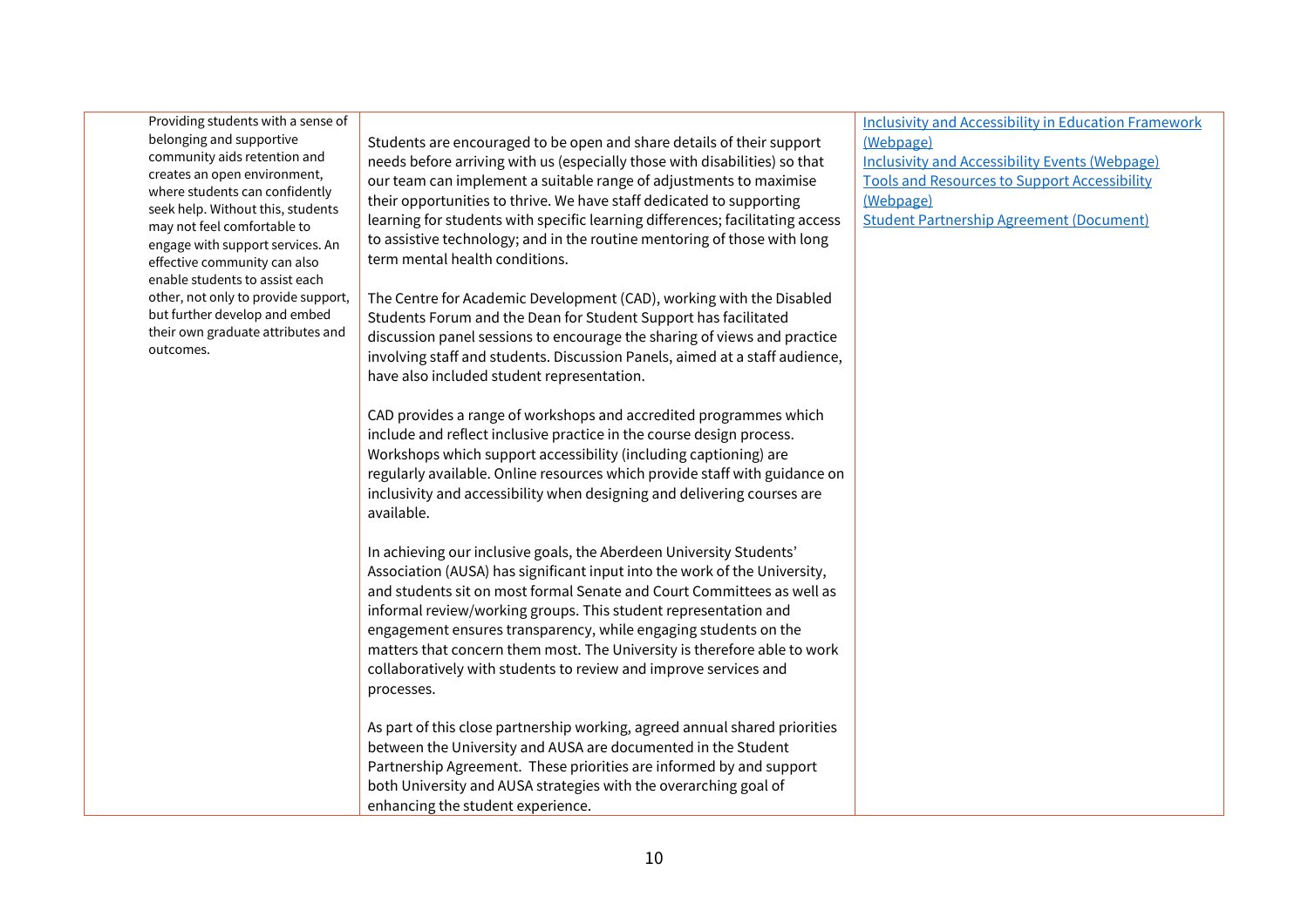| | | |
|---|---|---|
| Providing students with a sense of belonging and supportive community aids retention and creates an open environment, where students can confidently seek help. Without this, students may not feel comfortable to engage with support services. An effective community can also enable students to assist each other, not only to provide support, but further develop and embed their own graduate attributes and outcomes. | Students are encouraged to be open and share details of their support needs before arriving with us (especially those with disabilities) so that our team can implement a suitable range of adjustments to maximise their opportunities to thrive. We have staff dedicated to supporting learning for students with specific learning differences; facilitating access to assistive technology; and in the routine mentoring of those with long term mental health conditions.<br><br>The Centre for Academic Development (CAD), working with the Disabled Students Forum and the Dean for Student Support has facilitated discussion panel sessions to encourage the sharing of views and practice involving staff and students. Discussion Panels, aimed at a staff audience, have also included student representation.<br><br>CAD provides a range of workshops and accredited programmes which include and reflect inclusive practice in the course design process. Workshops which support accessibility (including captioning) are regularly available. Online resources which provide staff with guidance on inclusivity and accessibility when designing and delivering courses are available.<br><br>In achieving our inclusive goals, the Aberdeen University Students' Association (AUSA) has significant input into the work of the University, and students sit on most formal Senate and Court Committees as well as informal review/working groups. This student representation and engagement ensures transparency, while engaging students on the matters that concern them most. The University is therefore able to work collaboratively with students to review and improve services and processes.<br><br>As part of this close partnership working, agreed annual shared priorities between the University and AUSA are documented in the Student Partnership Agreement. These priorities are informed by and support both University and AUSA strategies with the overarching goal of enhancing the student experience. | Inclusivity and Accessibility in Education Framework (Webpage)<br>Inclusivity and Accessibility Events (Webpage)<br>Tools and Resources to Support Accessibility (Webpage)<br>Student Partnership Agreement (Document) |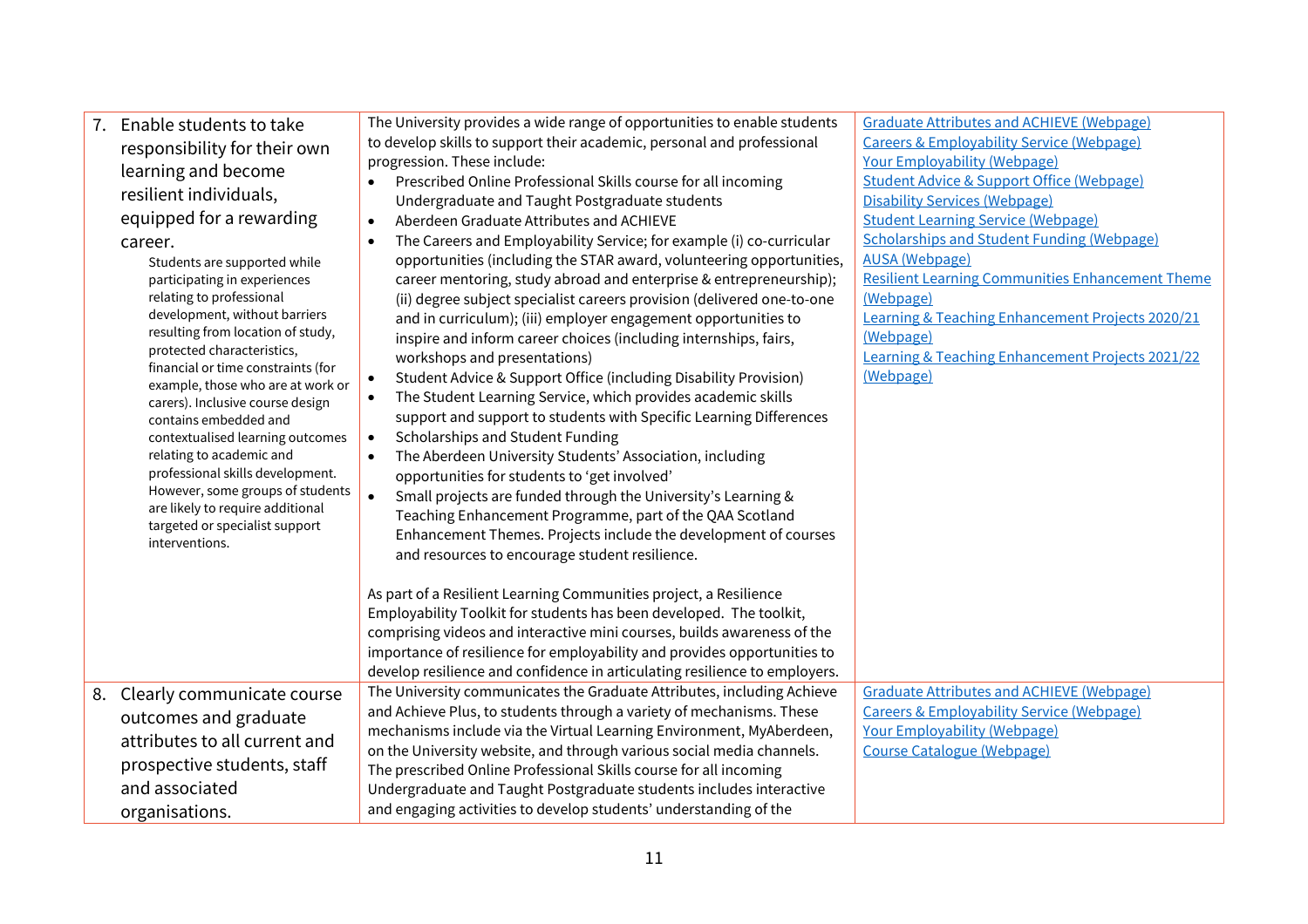| | | |
|---|---|---|
| 7. Enable students to take responsibility for their own learning and become resilient individuals, equipped for a rewarding career.<br>Students are supported while participating in experiences relating to professional development, without barriers resulting from location of study, protected characteristics, financial or time constraints (for example, those who are at work or carers). Inclusive course design contains embedded and contextualised learning outcomes relating to academic and professional skills development. However, some groups of students are likely to require additional targeted or specialist support interventions. | The University provides a wide range of opportunities to enable students to develop skills to support their academic, personal and professional progression. These include:<br>• Prescribed Online Professional Skills course for all incoming Undergraduate and Taught Postgraduate students<br>• Aberdeen Graduate Attributes and ACHIEVE<br>• The Careers and Employability Service; for example (i) co-curricular opportunities (including the STAR award, volunteering opportunities, career mentoring, study abroad and enterprise & entrepreneurship); (ii) degree subject specialist careers provision (delivered one-to-one and in curriculum); (iii) employer engagement opportunities to inspire and inform career choices (including internships, fairs, workshops and presentations)<br>• Student Advice & Support Office (including Disability Provision)<br>• The Student Learning Service, which provides academic skills support and support to students with Specific Learning Differences<br>• Scholarships and Student Funding<br>• The Aberdeen University Students' Association, including opportunities for students to 'get involved'<br>• Small projects are funded through the University's Learning & Teaching Enhancement Programme, part of the QAA Scotland Enhancement Themes. Projects include the development of courses and resources to encourage student resilience.<br><br>As part of a Resilient Learning Communities project, a Resilience Employability Toolkit for students has been developed. The toolkit, comprising videos and interactive mini courses, builds awareness of the importance of resilience for employability and provides opportunities to develop resilience and confidence in articulating resilience to employers. | Graduate Attributes and ACHIEVE (Webpage)<br>Careers & Employability Service (Webpage)<br>Your Employability (Webpage)<br>Student Advice & Support Office (Webpage)<br>Disability Services (Webpage)<br>Student Learning Service (Webpage)<br>Scholarships and Student Funding (Webpage)<br>AUSA (Webpage)<br>Resilient Learning Communities Enhancement Theme (Webpage)<br>Learning & Teaching Enhancement Projects 2020/21 (Webpage)<br>Learning & Teaching Enhancement Projects 2021/22 (Webpage) |
| 8. Clearly communicate course outcomes and graduate attributes to all current and prospective students, staff and associated organisations. | The University communicates the Graduate Attributes, including Achieve and Achieve Plus, to students through a variety of mechanisms. These mechanisms include via the Virtual Learning Environment, MyAberdeen, on the University website, and through various social media channels. The prescribed Online Professional Skills course for all incoming Undergraduate and Taught Postgraduate students includes interactive and engaging activities to develop students' understanding of the | Graduate Attributes and ACHIEVE (Webpage)<br>Careers & Employability Service (Webpage)<br>Your Employability (Webpage)<br>Course Catalogue (Webpage) |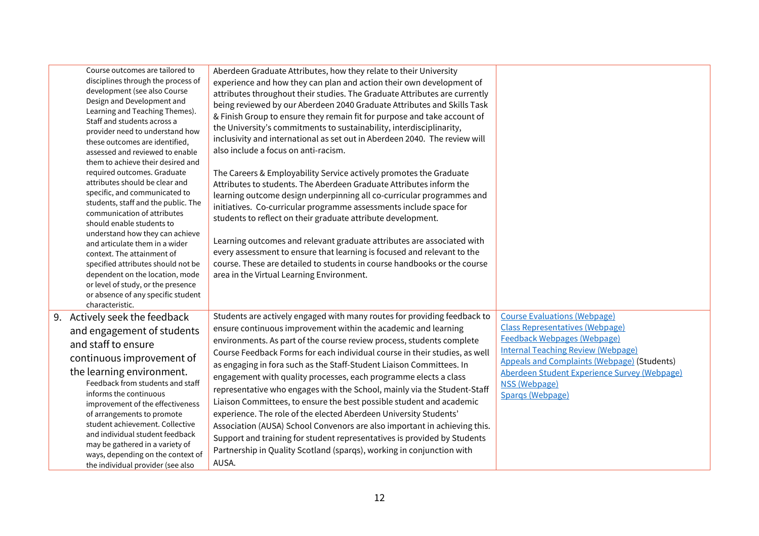| | | |
|---|---|---|
| Course outcomes are tailored to disciplines through the process of development (see also Course Design and Development and Learning and Teaching Themes). Staff and students across a provider need to understand how these outcomes are identified, assessed and reviewed to enable them to achieve their desired and required outcomes. Graduate attributes should be clear and specific, and communicated to students, staff and the public. The communication of attributes should enable students to understand how they can achieve and articulate them in a wider context. The attainment of specified attributes should not be dependent on the location, mode or level of study, or the presence or absence of any specific student characteristic. | Aberdeen Graduate Attributes, how they relate to their University experience and how they can plan and action their own development of attributes throughout their studies. The Graduate Attributes are currently being reviewed by our Aberdeen 2040 Graduate Attributes and Skills Task & Finish Group to ensure they remain fit for purpose and take account of the University's commitments to sustainability, interdisciplinarity, inclusivity and international as set out in Aberdeen 2040. The review will also include a focus on anti-racism.<br><br>The Careers & Employability Service actively promotes the Graduate Attributes to students. The Aberdeen Graduate Attributes inform the learning outcome design underpinning all co-curricular programmes and initiatives. Co-curricular programme assessments include space for students to reflect on their graduate attribute development.<br><br>Learning outcomes and relevant graduate attributes are associated with every assessment to ensure that learning is focused and relevant to the course. These are detailed to students in course handbooks or the course area in the Virtual Learning Environment. | |
| 9. **Actively seek the feedback and engagement of students and staff to ensure continuous improvement of the learning environment.**<br>Feedback from students and staff informs the continuous improvement of the effectiveness of arrangements to promote student achievement. Collective and individual student feedback may be gathered in a variety of ways, depending on the context of the individual provider (see also | Students are actively engaged with many routes for providing feedback to ensure continuous improvement within the academic and learning environments. As part of the course review process, students complete Course Feedback Forms for each individual course in their studies, as well as engaging in fora such as the Staff-Student Liaison Committees. In engagement with quality processes, each programme elects a class representative who engages with the School, mainly via the Student-Staff Liaison Committees, to ensure the best possible student and academic experience. The role of the elected Aberdeen University Students' Association (AUSA) School Convenors are also important in achieving this. Support and training for student representatives is provided by Students Partnership in Quality Scotland (sparqs), working in conjunction with AUSA. | Course Evaluations (Webpage)<br>Class Representatives (Webpage)<br>Feedback Webpages (Webpage)<br>Internal Teaching Review (Webpage)<br>Appeals and Complaints (Webpage) (Students)<br>Aberdeen Student Experience Survey (Webpage)<br>NSS (Webpage)<br>Sparqs (Webpage) |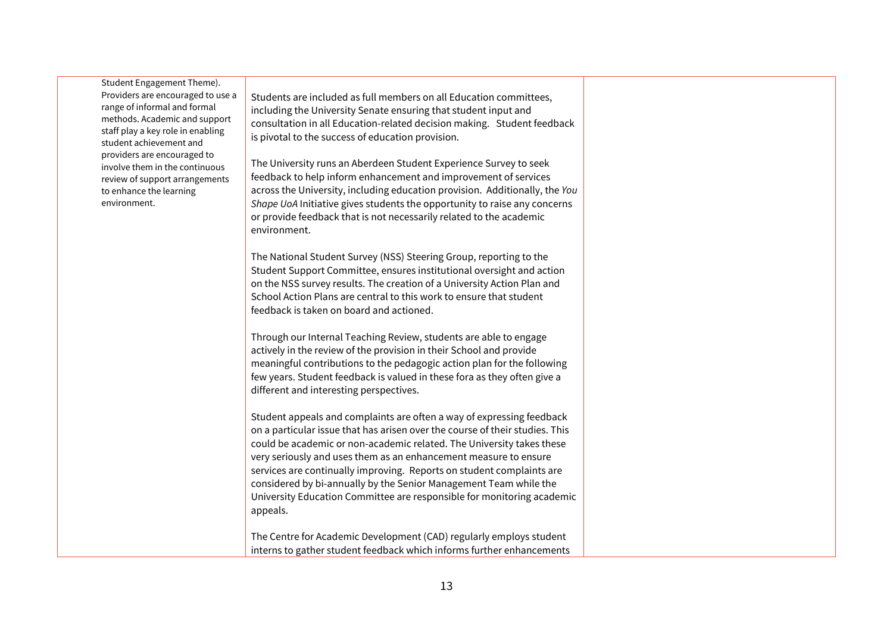| | | |
|---|---|---|
| Student Engagement Theme). Providers are encouraged to use a range of informal and formal methods. Academic and support staff play a key role in enabling student achievement and providers are encouraged to involve them in the continuous review of support arrangements to enhance the learning environment. | Students are included as full members on all Education committees, including the University Senate ensuring that student input and consultation in all Education-related decision making. Student feedback is pivotal to the success of education provision.<br><br>The University runs an Aberdeen Student Experience Survey to seek feedback to help inform enhancement and improvement of services across the University, including education provision. Additionally, the *You Shape UoA* Initiative gives students the opportunity to raise any concerns or provide feedback that is not necessarily related to the academic environment.<br><br>The National Student Survey (NSS) Steering Group, reporting to the Student Support Committee, ensures institutional oversight and action on the NSS survey results. The creation of a University Action Plan and School Action Plans are central to this work to ensure that student feedback is taken on board and actioned.<br><br>Through our Internal Teaching Review, students are able to engage actively in the review of the provision in their School and provide meaningful contributions to the pedagogic action plan for the following few years. Student feedback is valued in these fora as they often give a different and interesting perspectives.<br><br>Student appeals and complaints are often a way of expressing feedback on a particular issue that has arisen over the course of their studies. This could be academic or non-academic related. The University takes these very seriously and uses them as an enhancement measure to ensure services are continually improving. Reports on student complaints are considered by bi-annually by the Senior Management Team while the University Education Committee are responsible for monitoring academic appeals.<br><br>The Centre for Academic Development (CAD) regularly employs student interns to gather student feedback which informs further enhancements | |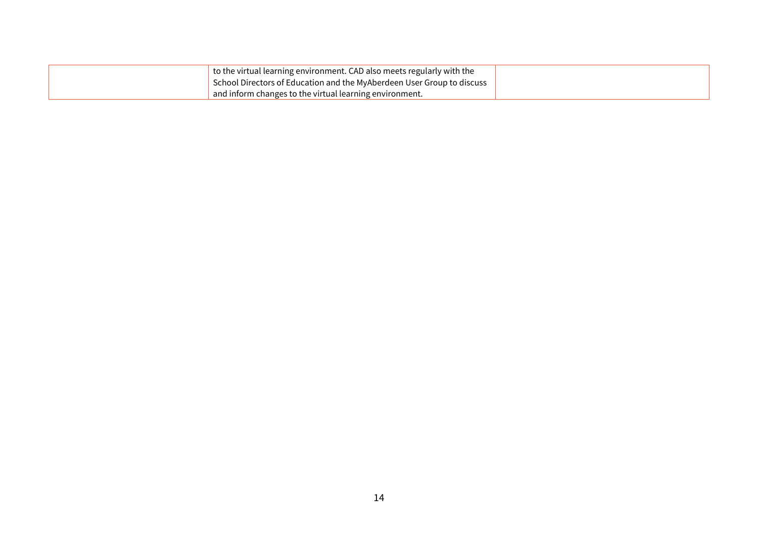| | | |
|---|---|---|
| | to the virtual learning environment. CAD also meets regularly with the School Directors of Education and the MyAberdeen User Group to discuss and inform changes to the virtual learning environment. | |